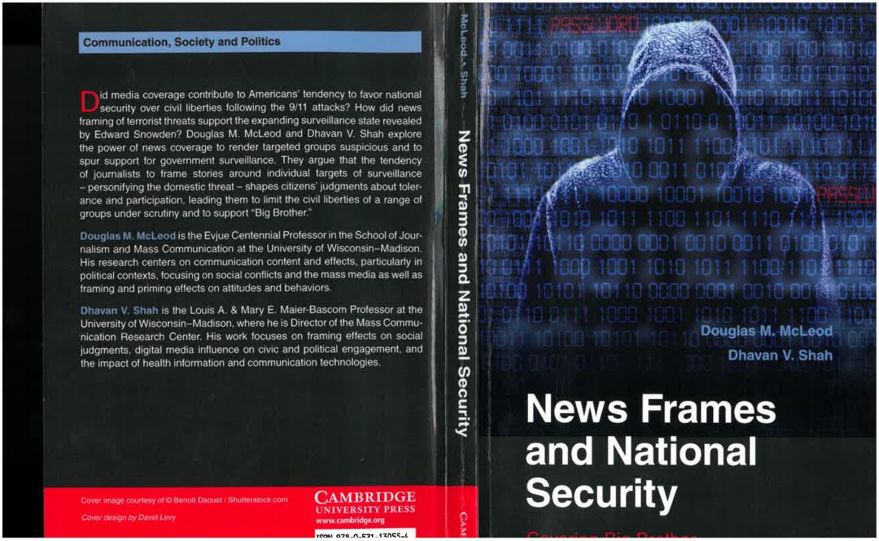**Communication, Society and Politics**

Did media coverage contribute to Americans' tendency to favor national security over civil liberties following the 9/11 attacks? How did news framing of terrorist threats support the expanding surveillance state revealed by Edward Snowden? Douglas M. McLeod and Dhavan V. Shah explore the power of news coverage to render targeted groups suspicious and to spur support for government surveillance. They argue that the tendency of journalists to frame stories around individual targets of surveillance – personifying the domestic threat – shapes citizens' judgments about tolerance and participation, leading them to limit the civil liberties of a range of groups under scrutiny and to support "Big Brother."

**Douglas M. McLeod** is the Evjue Centennial Professor in the School of Journalism and Mass Communication at the University of Wisconsin–Madison. His research centers on communication content and effects, particularly in political contexts, focusing on social conflicts and the mass media as well as framing and priming effects on attitudes and behaviors.

**Dhavan V. Shah** is the Louis A. & Mary E. Maier-Bascom Professor at the University of Wisconsin–Madison, where he is Director of the Mass Communication Research Center. His work focuses on framing effects on social judgments, digital media influence on civic and political engagement, and the impact of health information and communication technologies.

*Cover image courtesy of © Benoit Daoust / Shutterstock.com*

*Cover design by David Levy*

CAMBRIDGE UNIVERSITY PRESS
www.cambridge.org

ISBN 978-0-521-13055-6

McLeod • Shah — News Frames and National Security

Douglas M. McLeod
Dhavan V. Shah

# News Frames and National Security

Covering Big Brother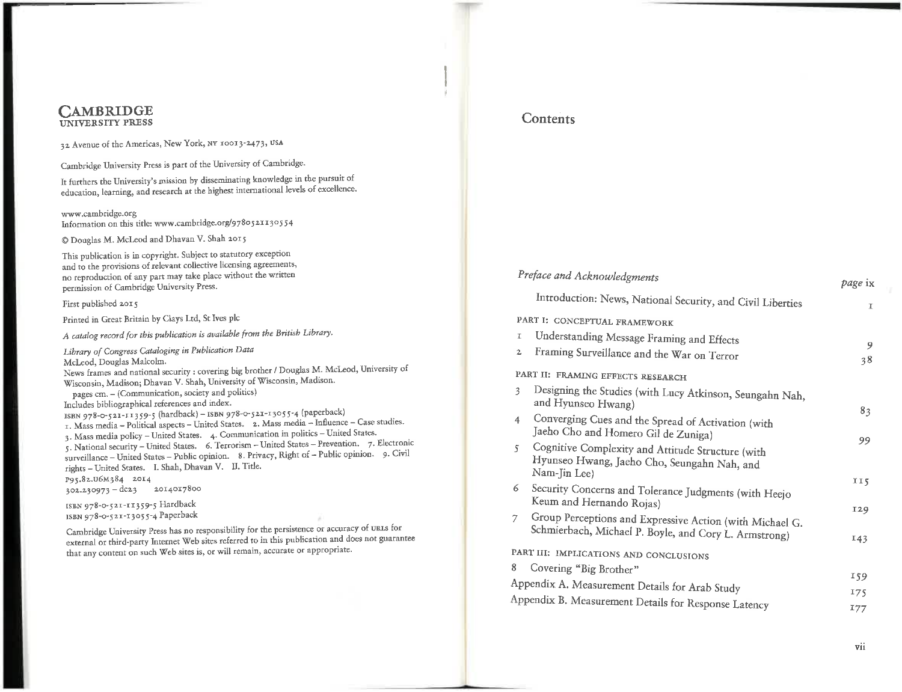**CAMBRIDGE**
UNIVERSITY PRESS

32 Avenue of the Americas, New York, NY 10013-2473, USA

Cambridge University Press is part of the University of Cambridge.

It furthers the University's mission by disseminating knowledge in the pursuit of education, learning, and research at the highest international levels of excellence.

www.cambridge.org
Information on this title: www.cambridge.org/9780521130554

© Douglas M. McLeod and Dhavan V. Shah 2015

This publication is in copyright. Subject to statutory exception and to the provisions of relevant collective licensing agreements, no reproduction of any part may take place without the written permission of Cambridge University Press.

First published 2015

Printed in Great Britain by Clays Ltd, St Ives plc

*A catalog record for this publication is available from the British Library.*

*Library of Congress Cataloging in Publication Data*
McLeod, Douglas Malcolm.
News frames and national security : covering big brother / Douglas M. McLeod, University of Wisconsin, Madison; Dhavan V. Shah, University of Wisconsin, Madison.
pages cm. – (Communication, society and politics)
Includes bibliographical references and index.
ISBN 978-0-521-11359-5 (hardback) – ISBN 978-0-521-13055-4 (paperback)
1. Mass media – Political aspects – United States. 2. Mass media – Influence – Case studies. 3. Mass media policy – United States. 4. Communication in politics – United States. 5. National security – United States. 6. Terrorism – United States – Prevention. 7. Electronic surveillance – United States – Public opinion. 8. Privacy, Right of – Public opinion. 9. Civil rights – United States. I. Shah, Dhavan V. II. Title.
P95.82.U6M384 2014
302.230973 – dc23 2014017800

ISBN 978-0-521-11359-5 Hardback
ISBN 978-0-521-13055-4 Paperback

Cambridge University Press has no responsibility for the persistence or accuracy of URLs for external or third-party Internet Web sites referred to in this publication and does not guarantee that any content on such Web sites is, or will remain, accurate or appropriate.

# Contents

*Preface and Acknowledgments* — page ix

Introduction: News, National Security, and Civil Liberties — 1

PART I: CONCEPTUAL FRAMEWORK

1 Understanding Message Framing and Effects — 9

2 Framing Surveillance and the War on Terror — 38

PART II: FRAMING EFFECTS RESEARCH

3 Designing the Studies (with Lucy Atkinson, Seungahn Nah, and Hyunseo Hwang) — 83

4 Converging Cues and the Spread of Activation (with Jaeho Cho and Homero Gil de Zuniga) — 99

5 Cognitive Complexity and Attitude Structure (with Hyunseo Hwang, Jaeho Cho, Seungahn Nah, and Nam-Jin Lee) — 115

6 Security Concerns and Tolerance Judgments (with Heejo Keum and Hernando Rojas) — 129

7 Group Perceptions and Expressive Action (with Michael G. Schmierbach, Michael P. Boyle, and Cory L. Armstrong) — 143

PART III: IMPLICATIONS AND CONCLUSIONS

8 Covering "Big Brother" — 159

Appendix A. Measurement Details for Arab Study — 175

Appendix B. Measurement Details for Response Latency — 177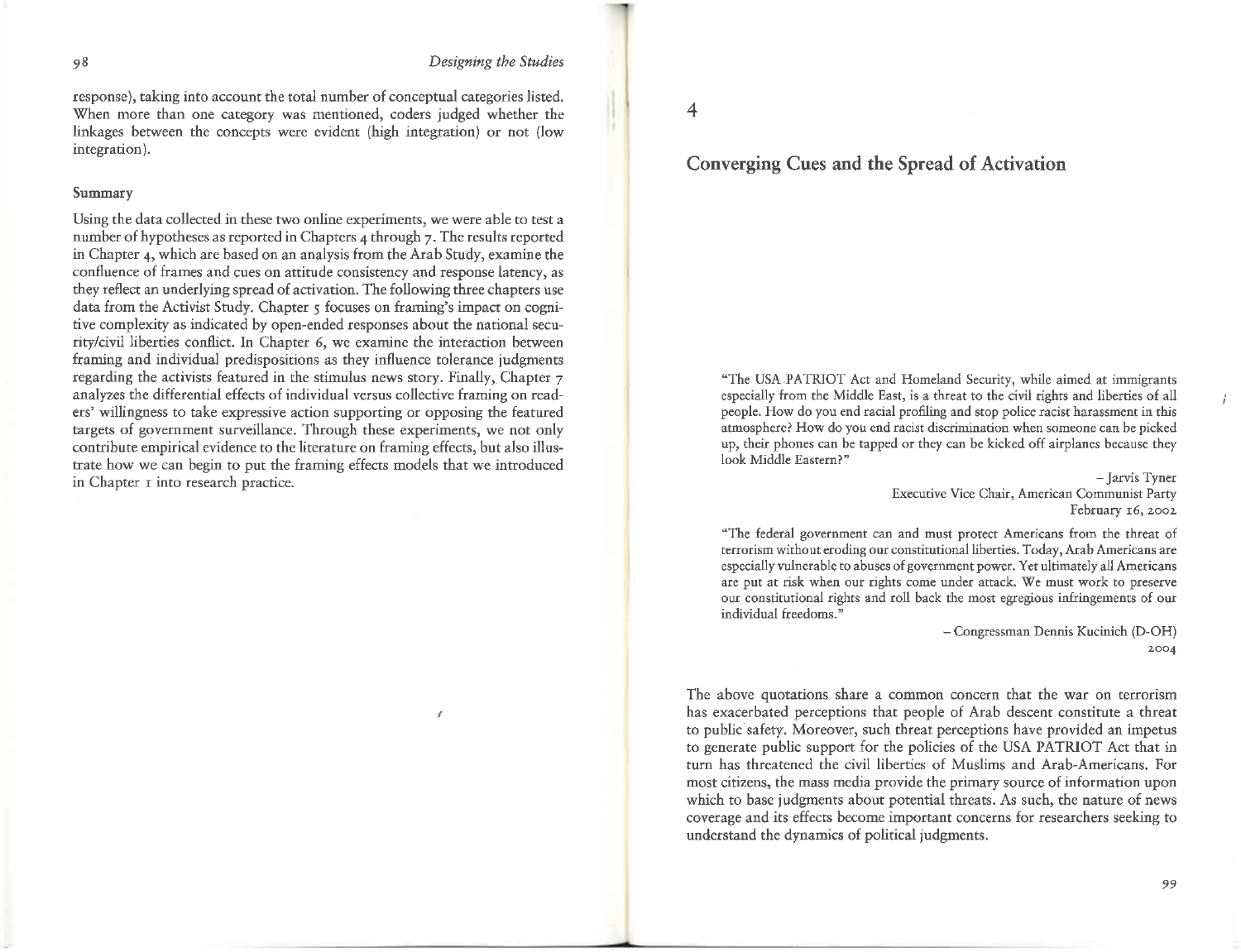response), taking into account the total number of conceptual categories listed. When more than one category was mentioned, coders judged whether the linkages between the concepts were evident (high integration) or not (low integration).

### Summary

Using the data collected in these two online experiments, we were able to test a number of hypotheses as reported in Chapters 4 through 7. The results reported in Chapter 4, which are based on an analysis from the Arab Study, examine the confluence of frames and cues on attitude consistency and response latency, as they reflect an underlying spread of activation. The following three chapters use data from the Activist Study. Chapter 5 focuses on framing's impact on cognitive complexity as indicated by open-ended responses about the national security/civil liberties conflict. In Chapter 6, we examine the interaction between framing and individual predispositions as they influence tolerance judgments regarding the activists featured in the stimulus news story. Finally, Chapter 7 analyzes the differential effects of individual versus collective framing on readers' willingness to take expressive action supporting or opposing the featured targets of government surveillance. Through these experiments, we not only contribute empirical evidence to the literature on framing effects, but also illustrate how we can begin to put the framing effects models that we introduced in Chapter 1 into research practice.

# 4

# Converging Cues and the Spread of Activation

> "The USA PATRIOT Act and Homeland Security, while aimed at immigrants especially from the Middle East, is a threat to the civil rights and liberties of all people. How do you end racial profiling and stop police racist harassment in this atmosphere? How do you end racist discrimination when someone can be picked up, their phones can be tapped or they can be kicked off airplanes because they look Middle Eastern?"
>
> – Jarvis Tyner
> Executive Vice Chair, American Communist Party
> February 16, 2002

> "The federal government can and must protect Americans from the threat of terrorism without eroding our constitutional liberties. Today, Arab Americans are especially vulnerable to abuses of government power. Yet ultimately all Americans are put at risk when our rights come under attack. We must work to preserve our constitutional rights and roll back the most egregious infringements of our individual freedoms."
>
> – Congressman Dennis Kucinich (D-OH)
> 2004

The above quotations share a common concern that the war on terrorism has exacerbated perceptions that people of Arab descent constitute a threat to public safety. Moreover, such threat perceptions have provided an impetus to generate public support for the policies of the USA PATRIOT Act that in turn has threatened the civil liberties of Muslims and Arab-Americans. For most citizens, the mass media provide the primary source of information upon which to base judgments about potential threats. As such, the nature of news coverage and its effects become important concerns for researchers seeking to understand the dynamics of political judgments.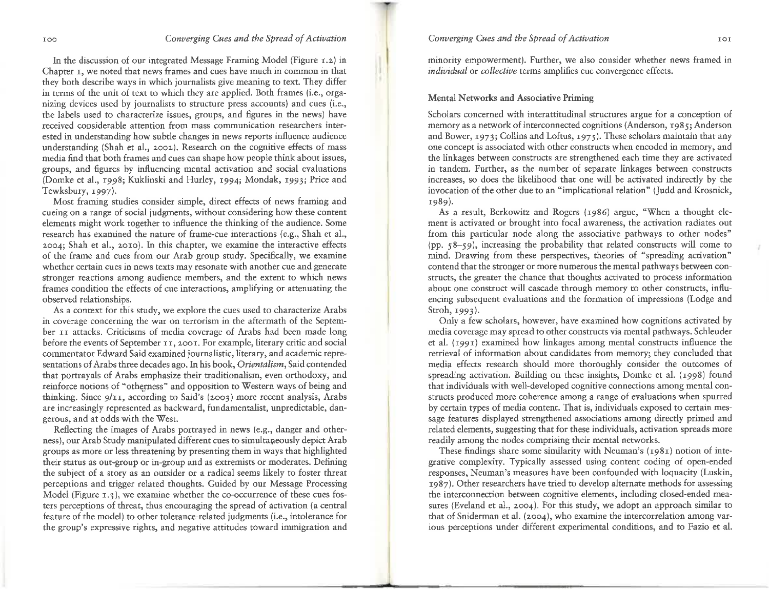In the discussion of our integrated Message Framing Model (Figure 1.2) in Chapter 1, we noted that news frames and cues have much in common in that they both describe ways in which journalists give meaning to text. They differ in terms of the unit of text to which they are applied. Both frames (i.e., organizing devices used by journalists to structure press accounts) and cues (i.e., the labels used to characterize issues, groups, and figures in the news) have received considerable attention from mass communication researchers interested in understanding how subtle changes in news reports influence audience understanding (Shah et al., 2002). Research on the cognitive effects of mass media find that both frames and cues can shape how people think about issues, groups, and figures by influencing mental activation and social evaluations (Domke et al., 1998; Kuklinski and Hurley, 1994; Mondak, 1993; Price and Tewksbury, 1997).

Most framing studies consider simple, direct effects of news framing and cueing on a range of social judgments, without considering how these content elements might work together to influence the thinking of the audience. Some research has examined the nature of frame-cue interactions (e.g., Shah et al., 2004; Shah et al., 2010). In this chapter, we examine the interactive effects of the frame and cues from our Arab group study. Specifically, we examine whether certain cues in news texts may resonate with another cue and generate stronger reactions among audience members, and the extent to which news frames condition the effects of cue interactions, amplifying or attenuating the observed relationships.

As a context for this study, we explore the cues used to characterize Arabs in coverage concerning the war on terrorism in the aftermath of the September 11 attacks. Criticisms of media coverage of Arabs had been made long before the events of September 11, 2001. For example, literary critic and social commentator Edward Said examined journalistic, literary, and academic representations of Arabs three decades ago. In his book, *Orientalism*, Said contended that portrayals of Arabs emphasize their traditionalism, even orthodoxy, and reinforce notions of "otherness" and opposition to Western ways of being and thinking. Since 9/11, according to Said's (2003) more recent analysis, Arabs are increasingly represented as backward, fundamentalist, unpredictable, dangerous, and at odds with the West.

Reflecting the images of Arabs portrayed in news (e.g., danger and otherness), our Arab Study manipulated different cues to simultaneously depict Arab groups as more or less threatening by presenting them in ways that highlighted their status as out-group or in-group and as extremists or moderates. Defining the subject of a story as an outsider or a radical seems likely to foster threat perceptions and trigger related thoughts. Guided by our Message Processing Model (Figure 1.3), we examine whether the co-occurrence of these cues fosters perceptions of threat, thus encouraging the spread of activation (a central feature of the model) to other tolerance-related judgments (i.e., intolerance for the group's expressive rights, and negative attitudes toward immigration and minority empowerment). Further, we also consider whether news framed in *individual* or *collective* terms amplifies cue convergence effects.

### Mental Networks and Associative Priming

Scholars concerned with interattitudinal structures argue for a conception of memory as a network of interconnected cognitions (Anderson, 1985; Anderson and Bower, 1973; Collins and Loftus, 1975). These scholars maintain that any one concept is associated with other constructs when encoded in memory, and the linkages between constructs are strengthened each time they are activated in tandem. Further, as the number of separate linkages between constructs increases, so does the likelihood that one will be activated indirectly by the invocation of the other due to an "implicational relation" (Judd and Krosnick, 1989).

As a result, Berkowitz and Rogers (1986) argue, "When a thought element is activated or brought into focal awareness, the activation radiates out from this particular node along the associative pathways to other nodes" (pp. 58–59), increasing the probability that related constructs will come to mind. Drawing from these perspectives, theories of "spreading activation" contend that the stronger or more numerous the mental pathways between constructs, the greater the chance that thoughts activated to process information about one construct will cascade through memory to other constructs, influencing subsequent evaluations and the formation of impressions (Lodge and Stroh, 1993).

Only a few scholars, however, have examined how cognitions activated by media coverage may spread to other constructs via mental pathways. Schleuder et al. (1991) examined how linkages among mental constructs influence the retrieval of information about candidates from memory; they concluded that media effects research should more thoroughly consider the outcomes of spreading activation. Building on these insights, Domke et al. (1998) found that individuals with well-developed cognitive connections among mental constructs produced more coherence among a range of evaluations when spurred by certain types of media content. That is, individuals exposed to certain message features displayed strengthened associations among directly primed and related elements, suggesting that for these individuals, activation spreads more readily among the nodes comprising their mental networks.

These findings share some similarity with Neuman's (1981) notion of integrative complexity. Typically assessed using content coding of open-ended responses, Neuman's measures have been confounded with loquacity (Luskin, 1987). Other researchers have tried to develop alternate methods for assessing the interconnection between cognitive elements, including closed-ended measures (Eveland et al., 2004). For this study, we adopt an approach similar to that of Sniderman et al. (2004), who examine the intercorrelation among various perceptions under different experimental conditions, and to Fazio et al.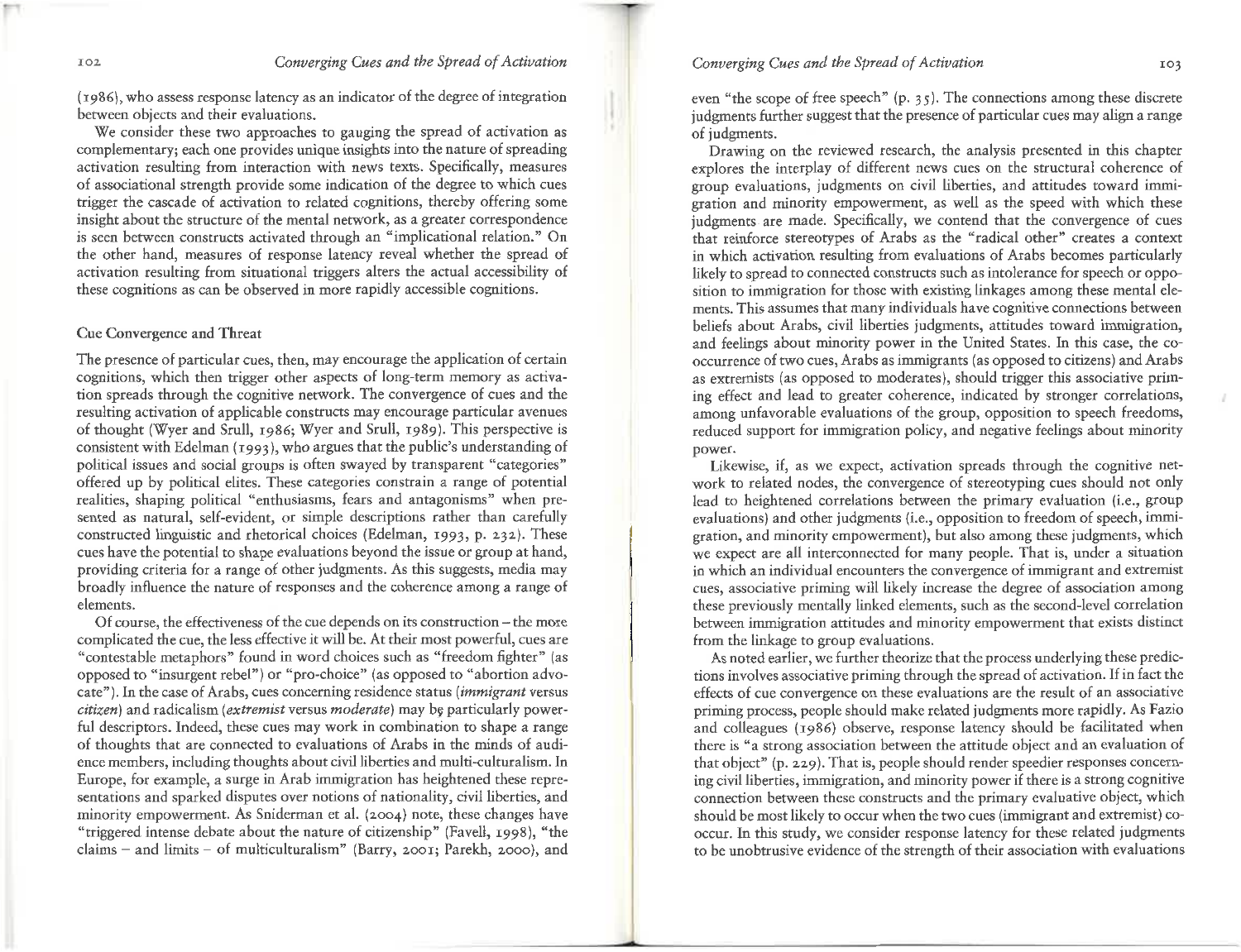(1986), who assess response latency as an indicator of the degree of integration between objects and their evaluations.

We consider these two approaches to gauging the spread of activation as complementary; each one provides unique insights into the nature of spreading activation resulting from interaction with news texts. Specifically, measures of associational strength provide some indication of the degree to which cues trigger the cascade of activation to related cognitions, thereby offering some insight about the structure of the mental network, as a greater correspondence is seen between constructs activated through an "implicational relation." On the other hand, measures of response latency reveal whether the spread of activation resulting from situational triggers alters the actual accessibility of these cognitions as can be observed in more rapidly accessible cognitions.

### Cue Convergence and Threat

The presence of particular cues, then, may encourage the application of certain cognitions, which then trigger other aspects of long-term memory as activation spreads through the cognitive network. The convergence of cues and the resulting activation of applicable constructs may encourage particular avenues of thought (Wyer and Srull, 1986; Wyer and Srull, 1989). This perspective is consistent with Edelman (1993), who argues that the public's understanding of political issues and social groups is often swayed by transparent "categories" offered up by political elites. These categories constrain a range of potential realities, shaping political "enthusiasms, fears and antagonisms" when presented as natural, self-evident, or simple descriptions rather than carefully constructed linguistic and rhetorical choices (Edelman, 1993, p. 232). These cues have the potential to shape evaluations beyond the issue or group at hand, providing criteria for a range of other judgments. As this suggests, media may broadly influence the nature of responses and the coherence among a range of elements.

Of course, the effectiveness of the cue depends on its construction – the more complicated the cue, the less effective it will be. At their most powerful, cues are "contestable metaphors" found in word choices such as "freedom fighter" (as opposed to "insurgent rebel") or "pro-choice" (as opposed to "abortion advocate"). In the case of Arabs, cues concerning residence status (*immigrant* versus *citizen*) and radicalism (*extremist* versus *moderate*) may be particularly powerful descriptors. Indeed, these cues may work in combination to shape a range of thoughts that are connected to evaluations of Arabs in the minds of audience members, including thoughts about civil liberties and multi-culturalism. In Europe, for example, a surge in Arab immigration has heightened these representations and sparked disputes over notions of nationality, civil liberties, and minority empowerment. As Sniderman et al. (2004) note, these changes have "triggered intense debate about the nature of citizenship" (Favell, 1998), "the claims – and limits – of multiculturalism" (Barry, 2001; Parekh, 2000), and even "the scope of free speech" (p. 35). The connections among these discrete judgments further suggest that the presence of particular cues may align a range of judgments.

Drawing on the reviewed research, the analysis presented in this chapter explores the interplay of different news cues on the structural coherence of group evaluations, judgments on civil liberties, and attitudes toward immigration and minority empowerment, as well as the speed with which these judgments are made. Specifically, we contend that the convergence of cues that reinforce stereotypes of Arabs as the "radical other" creates a context in which activation resulting from evaluations of Arabs becomes particularly likely to spread to connected constructs such as intolerance for speech or opposition to immigration for those with existing linkages among these mental elements. This assumes that many individuals have cognitive connections between beliefs about Arabs, civil liberties judgments, attitudes toward immigration, and feelings about minority power in the United States. In this case, the co-occurrence of two cues, Arabs as immigrants (as opposed to citizens) and Arabs as extremists (as opposed to moderates), should trigger this associative priming effect and lead to greater coherence, indicated by stronger correlations, among unfavorable evaluations of the group, opposition to speech freedoms, reduced support for immigration policy, and negative feelings about minority power.

Likewise, if, as we expect, activation spreads through the cognitive network to related nodes, the convergence of stereotyping cues should not only lead to heightened correlations between the primary evaluation (i.e., group evaluations) and other judgments (i.e., opposition to freedom of speech, immigration, and minority empowerment), but also among these judgments, which we expect are all interconnected for many people. That is, under a situation in which an individual encounters the convergence of immigrant and extremist cues, associative priming will likely increase the degree of association among these previously mentally linked elements, such as the second-level correlation between immigration attitudes and minority empowerment that exists distinct from the linkage to group evaluations.

As noted earlier, we further theorize that the process underlying these predictions involves associative priming through the spread of activation. If in fact the effects of cue convergence on these evaluations are the result of an associative priming process, people should make related judgments more rapidly. As Fazio and colleagues (1986) observe, response latency should be facilitated when there is "a strong association between the attitude object and an evaluation of that object" (p. 229). That is, people should render speedier responses concerning civil liberties, immigration, and minority power if there is a strong cognitive connection between these constructs and the primary evaluative object, which should be most likely to occur when the two cues (immigrant and extremist) co-occur. In this study, we consider response latency for these related judgments to be unobtrusive evidence of the strength of their association with evaluations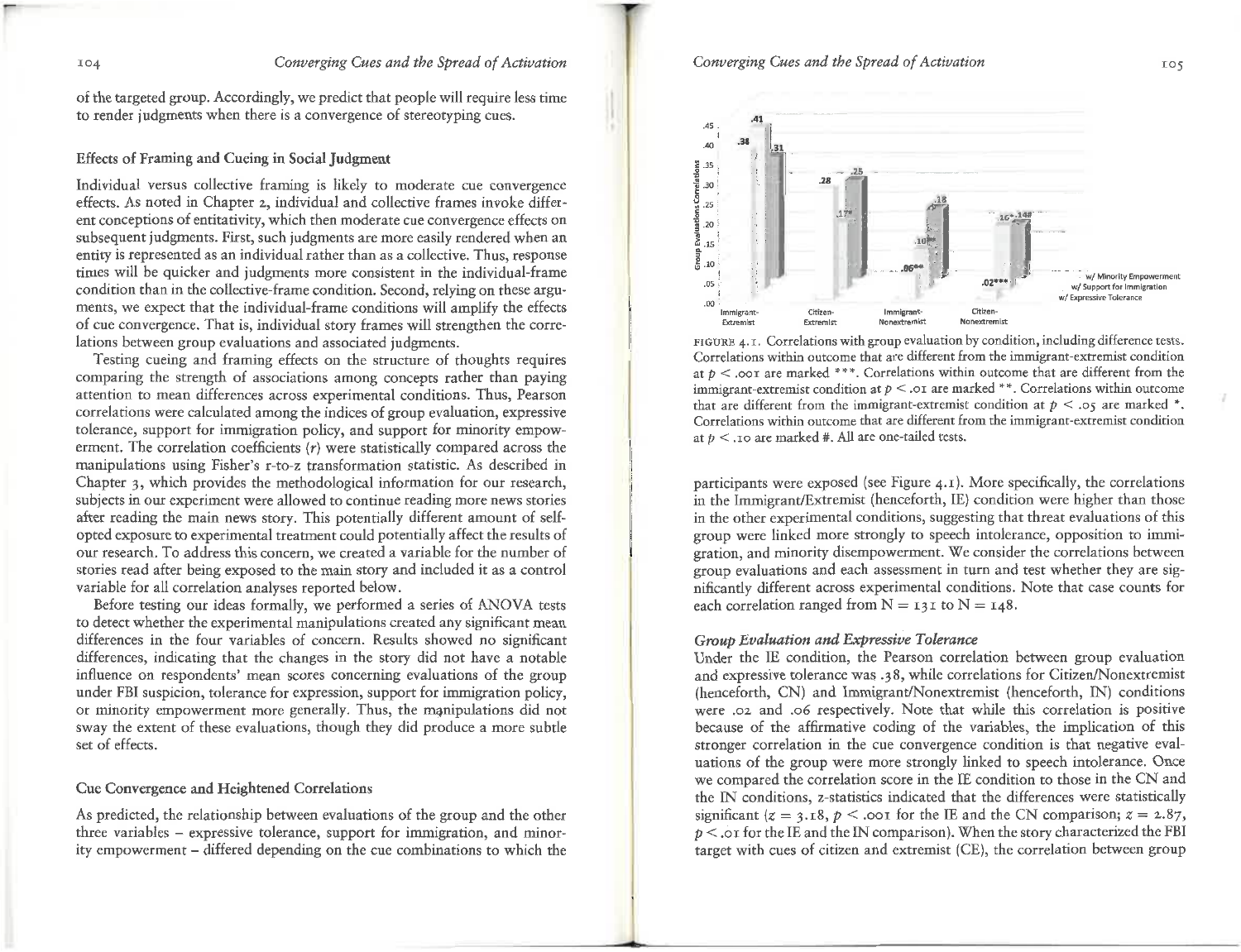of the targeted group. Accordingly, we predict that people will require less time to render judgments when there is a convergence of stereotyping cues.

### Effects of Framing and Cueing in Social Judgment

Individual versus collective framing is likely to moderate cue convergence effects. As noted in Chapter 2, individual and collective frames invoke different conceptions of entitativity, which then moderate cue convergence effects on subsequent judgments. First, such judgments are more easily rendered when an entity is represented as an individual rather than as a collective. Thus, response times will be quicker and judgments more consistent in the individual-frame condition than in the collective-frame condition. Second, relying on these arguments, we expect that the individual-frame conditions will amplify the effects of cue convergence. That is, individual story frames will strengthen the correlations between group evaluations and associated judgments.

Testing cueing and framing effects on the structure of thoughts requires comparing the strength of associations among concepts rather than paying attention to mean differences across experimental conditions. Thus, Pearson correlations were calculated among the indices of group evaluation, expressive tolerance, support for immigration policy, and support for minority empowerment. The correlation coefficients ($r$) were statistically compared across the manipulations using Fisher's r-to-z transformation statistic. As described in Chapter 3, which provides the methodological information for our research, subjects in our experiment were allowed to continue reading more news stories after reading the main news story. This potentially different amount of self-opted exposure to experimental treatment could potentially affect the results of our research. To address this concern, we created a variable for the number of stories read after being exposed to the main story and included it as a control variable for all correlation analyses reported below.

Before testing our ideas formally, we performed a series of ANOVA tests to detect whether the experimental manipulations created any significant mean differences in the four variables of concern. Results showed no significant differences, indicating that the changes in the story did not have a notable influence on respondents' mean scores concerning evaluations of the group under FBI suspicion, tolerance for expression, support for immigration policy, or minority empowerment more generally. Thus, the manipulations did not sway the extent of these evaluations, though they did produce a more subtle set of effects.

### Cue Convergence and Heightened Correlations

As predicted, the relationship between evaluations of the group and the other three variables – expressive tolerance, support for immigration, and minority empowerment – differed depending on the cue combinations to which the participants were exposed (see Figure 4.1). More specifically, the correlations in the Immigrant/Extremist (henceforth, IE) condition were higher than those in the other experimental conditions, suggesting that threat evaluations of this group were linked more strongly to speech intolerance, opposition to immigration, and minority disempowerment. We consider the correlations between group evaluations and each assessment in turn and test whether they are significantly different across experimental conditions. Note that case counts for each correlation ranged from N = 131 to N = 148.

FIGURE 4.1. Correlations with group evaluation by condition, including difference tests. Correlations within outcome that are different from the immigrant-extremist condition at $p < .001$ are marked ***. Correlations within outcome that are different from the immigrant-extremist condition at $p < .01$ are marked **. Correlations within outcome that are different from the immigrant-extremist condition at $p < .05$ are marked *. Correlations within outcome that are different from the immigrant-extremist condition at $p < .10$ are marked #. All are one-tailed tests.

#### *Group Evaluation and Expressive Tolerance*

Under the IE condition, the Pearson correlation between group evaluation and expressive tolerance was .38, while correlations for Citizen/Nonextremist (henceforth, CN) and Immigrant/Nonextremist (henceforth, IN) conditions were .02 and .06 respectively. Note that while this correlation is positive because of the affirmative coding of the variables, the implication of this stronger correlation in the cue convergence condition is that negative evaluations of the group were more strongly linked to speech intolerance. Once we compared the correlation score in the IE condition to those in the CN and the IN conditions, z-statistics indicated that the differences were statistically significant ($z = 3.18$, $p < .001$ for the IE and the CN comparison; $z = 2.87$, $p < .01$ for the IE and the IN comparison). When the story characterized the FBI target with cues of citizen and extremist (CE), the correlation between group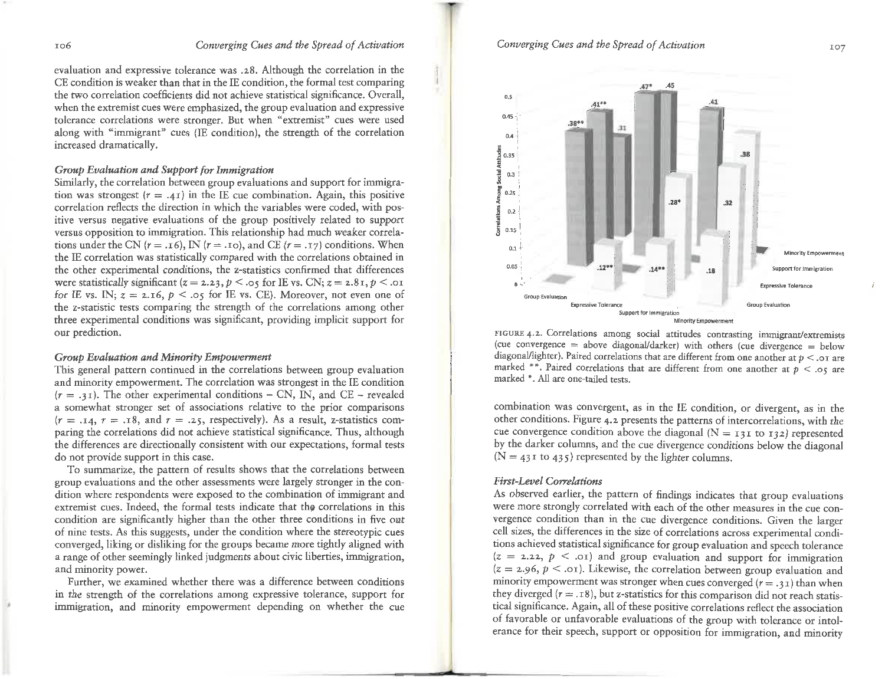evaluation and expressive tolerance was .28. Although the correlation in the CE condition is weaker than that in the IE condition, the formal test comparing the two correlation coefficients did not achieve statistical significance. Overall, when the extremist cues were emphasized, the group evaluation and expressive tolerance correlations were stronger. But when "extremist" cues were used along with "immigrant" cues (IE condition), the strength of the correlation increased dramatically.

### *Group Evaluation and Support for Immigration*

Similarly, the correlation between group evaluations and support for immigration was strongest ($r = .41$) in the IE cue combination. Again, this positive correlation reflects the direction in which the variables were coded, with positive versus negative evaluations of the group positively related to support versus opposition to immigration. This relationship had much weaker correlations under the CN ($r = .16$), IN ($r = .10$), and CE ($r = .17$) conditions. When the IE correlation was statistically compared with the correlations obtained in the other experimental conditions, the z-statistics confirmed that differences were statistically significant ($z = 2.23, p < .05$ for IE vs. CN; $z = 2.81, p < .01$ for IE vs. IN; $z = 2.16, p < .05$ for IE vs. CE). Moreover, not even one of the z-statistic tests comparing the strength of the correlations among other three experimental conditions was significant, providing implicit support for our prediction.

### *Group Evaluation and Minority Empowerment*

This general pattern continued in the correlations between group evaluation and minority empowerment. The correlation was strongest in the IE condition ($r = .31$). The other experimental conditions – CN, IN, and CE – revealed a somewhat stronger set of associations relative to the prior comparisons ($r = .14$, $r = .18$, and $r = .25$, respectively). As a result, z-statistics comparing the correlations did not achieve statistical significance. Thus, although the differences are directionally consistent with our expectations, formal tests do not provide support in this case.

To summarize, the pattern of results shows that the correlations between group evaluations and the other assessments were largely stronger in the condition where respondents were exposed to the combination of immigrant and extremist cues. Indeed, the formal tests indicate that the correlations in this condition are significantly higher than the other three conditions in five out of nine tests. As this suggests, under the condition where the stereotypic cues converged, liking or disliking for the groups became more tightly aligned with a range of other seemingly linked judgments about civic liberties, immigration, and minority power.

Further, we examined whether there was a difference between conditions in the strength of the correlations among expressive tolerance, support for immigration, and minority empowerment depending on whether the cue combination was convergent, as in the IE condition, or divergent, as in the other conditions. Figure 4.2 presents the patterns of intercorrelations, with the cue convergence condition above the diagonal (N = 131 to 132) represented by the darker columns, and the cue divergence conditions below the diagonal (N = 431 to 435) represented by the lighter columns.

FIGURE 4.2. Correlations among social attitudes contrasting immigrant/extremists (cue convergence = above diagonal/darker) with others (cue divergence = below diagonal/lighter). Paired correlations that are different from one another at $p < .01$ are marked **. Paired correlations that are different from one another at $p < .05$ are marked *. All are one-tailed tests.

### *First-Level Correlations*

As observed earlier, the pattern of findings indicates that group evaluations were more strongly correlated with each of the other measures in the cue convergence condition than in the cue divergence conditions. Given the larger cell sizes, the differences in the size of correlations across experimental conditions achieved statistical significance for group evaluation and speech tolerance ($z = 2.22, p < .01$) and group evaluation and support for immigration ($z = 2.96, p < .01$). Likewise, the correlation between group evaluation and minority empowerment was stronger when cues converged ($r = .31$) than when they diverged ($r = .18$), but z-statistics for this comparison did not reach statistical significance. Again, all of these positive correlations reflect the association of favorable or unfavorable evaluations of the group with tolerance or intolerance for their speech, support or opposition for immigration, and minority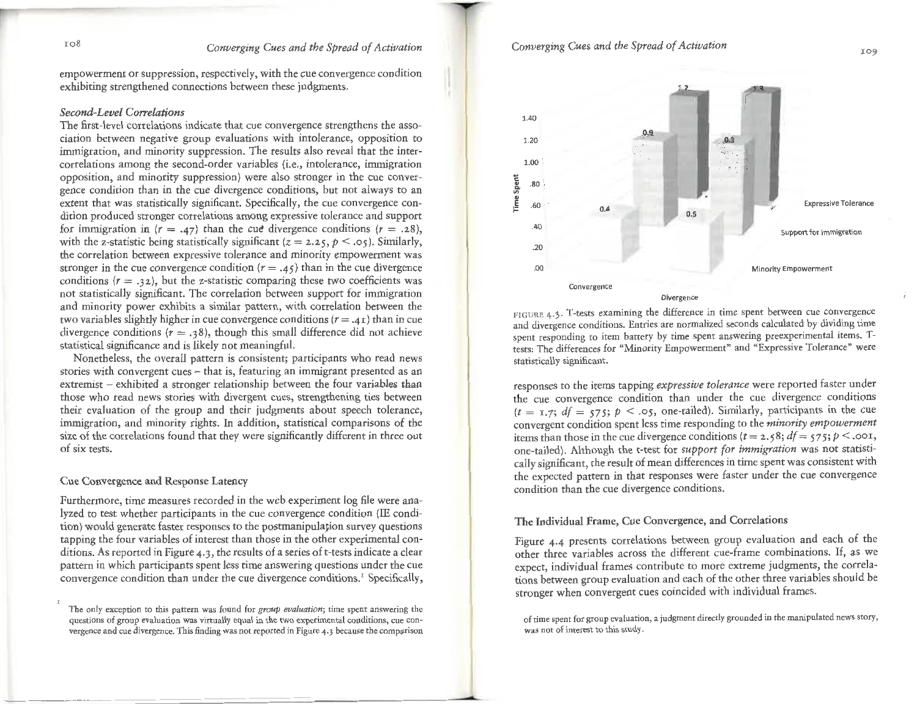empowerment or suppression, respectively, with the cue convergence condition exhibiting strengthened connections between these judgments.

*Second-Level Correlations*

The first-level correlations indicate that cue convergence strengthens the association between negative group evaluations with intolerance, opposition to immigration, and minority suppression. The results also reveal that the intercorrelations among the second-order variables (i.e., intolerance, immigration opposition, and minority suppression) were also stronger in the cue convergence condition than in the cue divergence conditions, but not always to an extent that was statistically significant. Specifically, the cue convergence condition produced stronger correlations among expressive tolerance and support for immigration in ($r = .47$) than the cue divergence conditions ($r = .28$), with the z-statistic being statistically significant ($z = 2.25$, $p < .05$). Similarly, the correlation between expressive tolerance and minority empowerment was stronger in the cue convergence condition ($r = .45$) than in the cue divergence conditions ($r = .32$), but the z-statistic comparing these two coefficients was not statistically significant. The correlation between support for immigration and minority power exhibits a similar pattern, with correlation between the two variables slightly higher in cue convergence conditions ($r = .41$) than in cue divergence conditions ($r = .38$), though this small difference did not achieve statistical significance and is likely not meaningful.

Nonetheless, the overall pattern is consistent; participants who read news stories with convergent cues – that is, featuring an immigrant presented as an extremist – exhibited a stronger relationship between the four variables than those who read news stories with divergent cues, strengthening ties between their evaluation of the group and their judgments about speech tolerance, immigration, and minority rights. In addition, statistical comparisons of the size of the correlations found that they were significantly different in three out of six tests.

## Cue Convergence and Response Latency

Furthermore, time measures recorded in the web experiment log file were analyzed to test whether participants in the cue convergence condition (IE condition) would generate faster responses to the postmanipulation survey questions tapping the four variables of interest than those in the other experimental conditions. As reported in Figure 4.3, the results of a series of t-tests indicate a clear pattern in which participants spent less time answering questions under the cue convergence condition than under the cue divergence conditions.[1] Specifically,

Time Spent
1.40
1.20
1.00
.80
.60
.40
.20
.00
Convergence
Divergence
0.4
0.9
1.2
0.5
0.9
1.3
Expressive Tolerance
Support for Immigration
Minority Empowerment

FIGURE 4.3. T-tests examining the difference in time spent between cue convergence and divergence conditions. Entries are normalized seconds calculated by dividing time spent responding to item battery by time spent answering preexperimental items. T-tests: The differences for "Minority Empowerment" and "Expressive Tolerance" were statistically significant.

responses to the items tapping *expressive tolerance* were reported faster under the cue convergence condition than under the cue divergence conditions ($t = 1.7$; $df = 575$; $p < .05$, one-tailed). Similarly, participants in the cue convergent condition spent less time responding to the *minority empowerment* items than those in the cue divergence conditions ($t = 2.58$; $df = 575$; $p < .001$, one-tailed). Although the t-test for *support for immigration* was not statistically significant, the result of mean differences in time spent was consistent with the expected pattern in that responses were faster under the cue convergence condition than the cue divergence conditions.

## The Individual Frame, Cue Convergence, and Correlations

Figure 4.4 presents correlations between group evaluation and each of the other three variables across the different cue-frame combinations. If, as we expect, individual frames contribute to more extreme judgments, the correlations between group evaluation and each of the other three variables should be stronger when convergent cues coincided with individual frames.

[1] The only exception to this pattern was found for *group evaluation*; time spent answering the questions of group evaluation was virtually equal in the two experimental conditions, cue convergence and cue divergence. This finding was not reported in Figure 4.3 because the comparison of time spent for group evaluation, a judgment directly grounded in the manipulated news story, was not of interest to this study.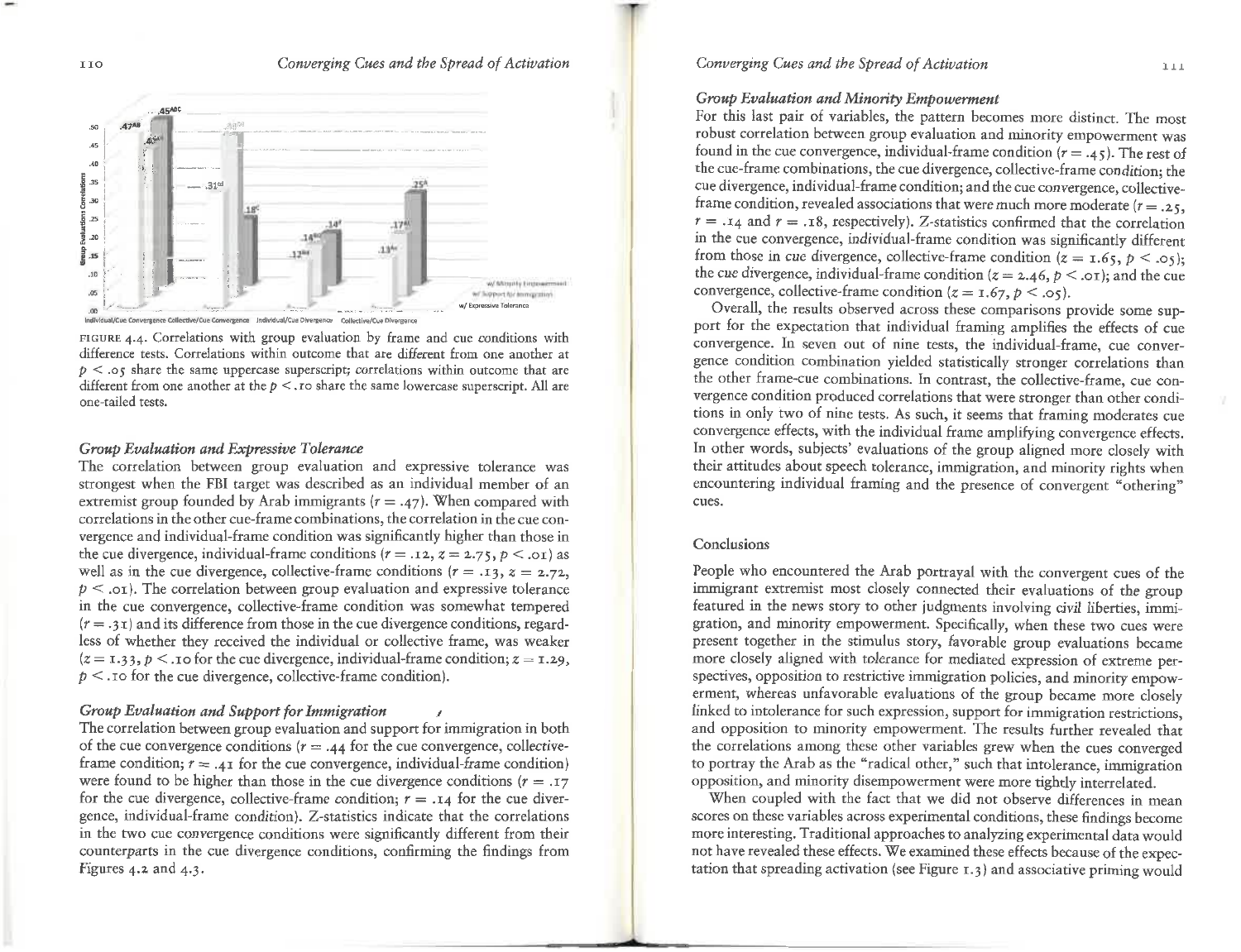.45ABC
.47AB
.45
.31cd
.18C
.25A
.14
.14
.12
.17
.13

Group Evaluations Correlations

.50
.45
.40
.35
.30
.25
.20
.15
.10
.05
.00

Individual/Cue Convergence Collective/Cue Convergence Individual/Cue Divergence Collective/Cue Divergence

w/ Minority Empowerment
w/ Support for Immigration
w/ Expressive Tolerance

FIGURE 4.4. Correlations with group evaluation by frame and cue conditions with difference tests. Correlations within outcome that are different from one another at $p < .05$ share the same uppercase superscript; correlations within outcome that are different from one another at the $p < .10$ share the same lowercase superscript. All are one-tailed tests.

### *Group Evaluation and Expressive Tolerance*

The correlation between group evaluation and expressive tolerance was strongest when the FBI target was described as an individual member of an extremist group founded by Arab immigrants ($r = .47$). When compared with correlations in the other cue-frame combinations, the correlation in the cue convergence and individual-frame condition was significantly higher than those in the cue divergence, individual-frame conditions ($r = .12$, $z = 2.75$, $p < .01$) as well as in the cue divergence, collective-frame conditions ($r = .13$, $z = 2.72$, $p < .01$). The correlation between group evaluation and expressive tolerance in the cue convergence, collective-frame condition was somewhat tempered ($r = .31$) and its difference from those in the cue divergence conditions, regardless of whether they received the individual or collective frame, was weaker ($z = 1.33$, $p < .10$ for the cue divergence, individual-frame condition; $z = 1.29$, $p < .10$ for the cue divergence, collective-frame condition).

### *Group Evaluation and Support for Immigration*

The correlation between group evaluation and support for immigration in both of the cue convergence conditions ($r = .44$ for the cue convergence, collective-frame condition; $r = .41$ for the cue convergence, individual-frame condition) were found to be higher than those in the cue divergence conditions ($r = .17$ for the cue divergence, collective-frame condition; $r = .14$ for the cue divergence, individual-frame condition). Z-statistics indicate that the correlations in the two cue convergence conditions were significantly different from their counterparts in the cue divergence conditions, confirming the findings from Figures 4.2 and 4.3.

### *Group Evaluation and Minority Empowerment*

For this last pair of variables, the pattern becomes more distinct. The most robust correlation between group evaluation and minority empowerment was found in the cue convergence, individual-frame condition ($r = .45$). The rest of the cue-frame combinations, the cue divergence, collective-frame condition; the cue divergence, individual-frame condition; and the cue convergence, collective-frame condition, revealed associations that were much more moderate ($r = .25$, $r = .14$ and $r = .18$, respectively). Z-statistics confirmed that the correlation in the cue convergence, individual-frame condition was significantly different from those in cue divergence, collective-frame condition ($z = 1.65$, $p < .05$); the cue divergence, individual-frame condition ($z = 2.46$, $p < .01$); and the cue convergence, collective-frame condition ($z = 1.67$, $p < .05$).

Overall, the results observed across these comparisons provide some support for the expectation that individual framing amplifies the effects of cue convergence. In seven out of nine tests, the individual-frame, cue convergence condition combination yielded statistically stronger correlations than the other frame-cue combinations. In contrast, the collective-frame, cue convergence condition produced correlations that were stronger than other conditions in only two of nine tests. As such, it seems that framing moderates cue convergence effects, with the individual frame amplifying convergence effects. In other words, subjects' evaluations of the group aligned more closely with their attitudes about speech tolerance, immigration, and minority rights when encountering individual framing and the presence of convergent "othering" cues.

## Conclusions

People who encountered the Arab portrayal with the convergent cues of the immigrant extremist most closely connected their evaluations of the group featured in the news story to other judgments involving civil liberties, immigration, and minority empowerment. Specifically, when these two cues were present together in the stimulus story, favorable group evaluations became more closely aligned with tolerance for mediated expression of extreme perspectives, opposition to restrictive immigration policies, and minority empowerment, whereas unfavorable evaluations of the group became more closely linked to intolerance for such expression, support for immigration restrictions, and opposition to minority empowerment. The results further revealed that the correlations among these other variables grew when the cues converged to portray the Arab as the "radical other," such that intolerance, immigration opposition, and minority disempowerment were more tightly interrelated.

When coupled with the fact that we did not observe differences in mean scores on these variables across experimental conditions, these findings become more interesting. Traditional approaches to analyzing experimental data would not have revealed these effects. We examined these effects because of the expectation that spreading activation (see Figure 1.3) and associative priming would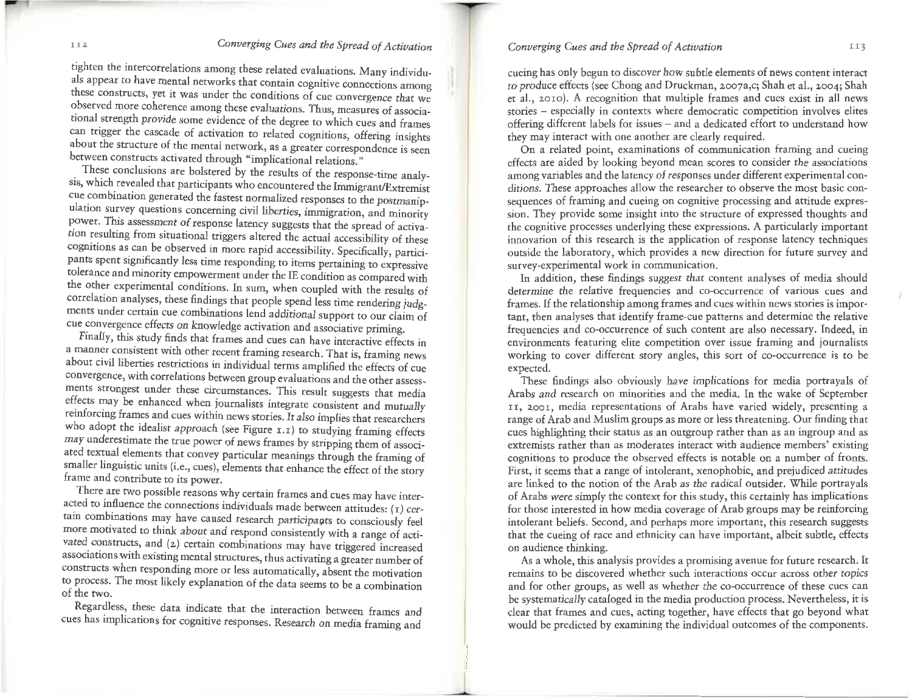tighten the intercorrelations among these related evaluations. Many individuals appear to have mental networks that contain cognitive connections among these constructs, yet it was under the conditions of cue convergence that we observed more coherence among these evaluations. Thus, measures of associational strength provide some evidence of the degree to which cues and frames can trigger the cascade of activation to related cognitions, offering insights about the structure of the mental network, as a greater correspondence is seen between constructs activated through "implicational relations."

These conclusions are bolstered by the results of the response-time analysis, which revealed that participants who encountered the Immigrant/Extremist cue combination generated the fastest normalized responses to the postmanipulation survey questions concerning civil liberties, immigration, and minority power. This assessment of response latency suggests that the spread of activation resulting from situational triggers altered the actual accessibility of these cognitions as can be observed in more rapid accessibility. Specifically, participants spent significantly less time responding to items pertaining to expressive tolerance and minority empowerment under the IE condition as compared with the other experimental conditions. In sum, when coupled with the results of correlation analyses, these findings that people spend less time rendering judgments under certain cue combinations lend additional support to our claim of cue convergence effects on knowledge activation and associative priming.

Finally, this study finds that frames and cues can have interactive effects in a manner consistent with other recent framing research. That is, framing news about civil liberties restrictions in individual terms amplified the effects of cue convergence, with correlations between group evaluations and the other assessments strongest under these circumstances. This result suggests that media effects may be enhanced when journalists integrate consistent and mutually reinforcing frames and cues within news stories. It also implies that researchers who adopt the idealist approach (see Figure 1.1) to studying framing effects may underestimate the true power of news frames by stripping them of associated textual elements that convey particular meanings through the framing of smaller linguistic units (i.e., cues), elements that enhance the effect of the story frame and contribute to its power.

There are two possible reasons why certain frames and cues may have interacted to influence the connections individuals made between attitudes: (1) certain combinations may have caused research participants to consciously feel more motivated to think about and respond consistently with a range of activated constructs, and (2) certain combinations may have triggered increased associations with existing mental structures, thus activating a greater number of constructs when responding more or less automatically, absent the motivation to process. The most likely explanation of the data seems to be a combination of the two.

Regardless, these data indicate that the interaction between frames and cues has implications for cognitive responses. Research on media framing and cueing has only begun to discover how subtle elements of news content interact to produce effects (see Chong and Druckman, 2007a,c; Shah et al., 2004; Shah et al., 2010). A recognition that multiple frames and cues exist in all news stories – especially in contexts where democratic competition involves elites offering different labels for issues – and a dedicated effort to understand how they may interact with one another are clearly required.

On a related point, examinations of communication framing and cueing effects are aided by looking beyond mean scores to consider the associations among variables and the latency of responses under different experimental conditions. These approaches allow the researcher to observe the most basic consequences of framing and cueing on cognitive processing and attitude expression. They provide some insight into the structure of expressed thoughts and the cognitive processes underlying these expressions. A particularly important innovation of this research is the application of response latency techniques outside the laboratory, which provides a new direction for future survey and survey-experimental work in communication.

In addition, these findings suggest that content analyses of media should determine the relative frequencies and co-occurrence of various cues and frames. If the relationship among frames and cues within news stories is important, then analyses that identify frame-cue patterns and determine the relative frequencies and co-occurrence of such content are also necessary. Indeed, in environments featuring elite competition over issue framing and journalists working to cover different story angles, this sort of co-occurrence is to be expected.

These findings also obviously have implications for media portrayals of Arabs and research on minorities and the media. In the wake of September 11, 2001, media representations of Arabs have varied widely, presenting a range of Arab and Muslim groups as more or less threatening. Our finding that cues highlighting their status as an outgroup rather than as an ingroup and as extremists rather than as moderates interact with audience members' existing cognitions to produce the observed effects is notable on a number of fronts. First, it seems that a range of intolerant, xenophobic, and prejudiced attitudes are linked to the notion of the Arab as the radical outsider. While portrayals of Arabs were simply the context for this study, this certainly has implications for those interested in how media coverage of Arab groups may be reinforcing intolerant beliefs. Second, and perhaps more important, this research suggests that the cueing of race and ethnicity can have important, albeit subtle, effects on audience thinking.

As a whole, this analysis provides a promising avenue for future research. It remains to be discovered whether such interactions occur across other topics and for other groups, as well as whether the co-occurrence of these cues can be systematically cataloged in the media production process. Nevertheless, it is clear that frames and cues, acting together, have effects that go beyond what would be predicted by examining the individual outcomes of the components.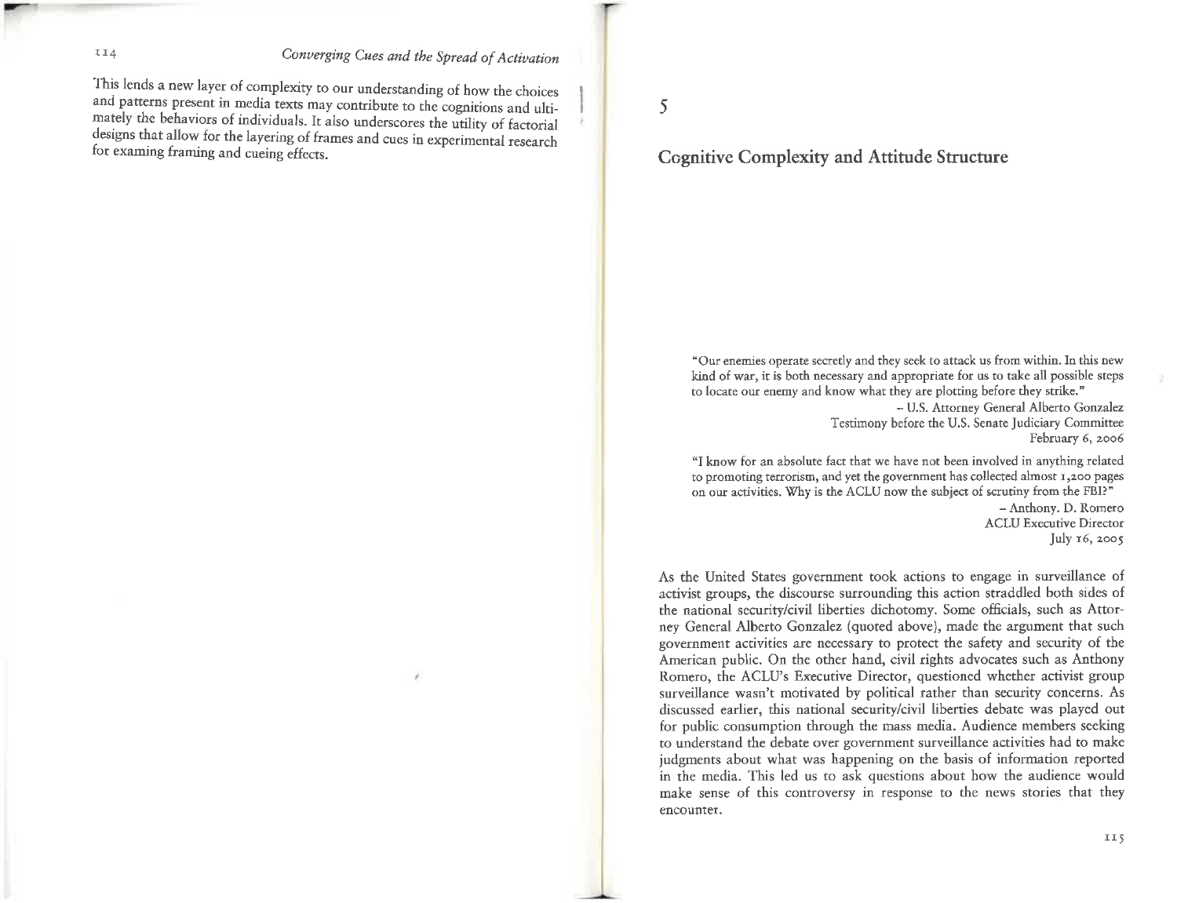This lends a new layer of complexity to our understanding of how the choices and patterns present in media texts may contribute to the cognitions and ultimately the behaviors of individuals. It also underscores the utility of factorial designs that allow for the layering of frames and cues in experimental research for examing framing and cueing effects.

# 5

# Cognitive Complexity and Attitude Structure

> "Our enemies operate secretly and they seek to attack us from within. In this new kind of war, it is both necessary and appropriate for us to take all possible steps to locate our enemy and know what they are plotting before they strike."
>
> – U.S. Attorney General Alberto Gonzalez
> Testimony before the U.S. Senate Judiciary Committee
> February 6, 2006

> "I know for an absolute fact that we have not been involved in anything related to promoting terrorism, and yet the government has collected almost 1,200 pages on our activities. Why is the ACLU now the subject of scrutiny from the FBI?"
>
> – Anthony. D. Romero
> ACLU Executive Director
> July 16, 2005

As the United States government took actions to engage in surveillance of activist groups, the discourse surrounding this action straddled both sides of the national security/civil liberties dichotomy. Some officials, such as Attorney General Alberto Gonzalez (quoted above), made the argument that such government activities are necessary to protect the safety and security of the American public. On the other hand, civil rights advocates such as Anthony Romero, the ACLU's Executive Director, questioned whether activist group surveillance wasn't motivated by political rather than security concerns. As discussed earlier, this national security/civil liberties debate was played out for public consumption through the mass media. Audience members seeking to understand the debate over government surveillance activities had to make judgments about what was happening on the basis of information reported in the media. This led us to ask questions about how the audience would make sense of this controversy in response to the news stories that they encounter.